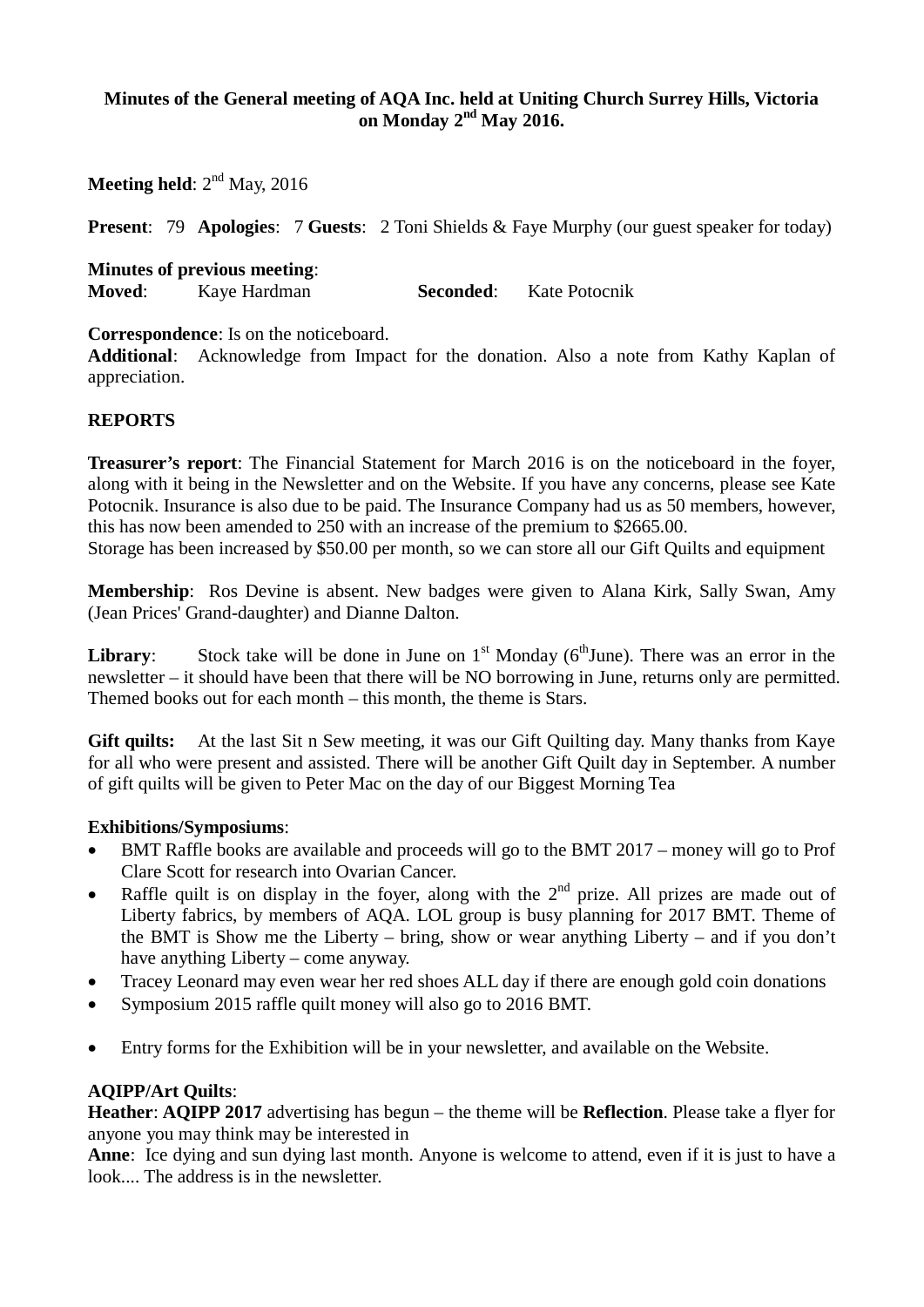**Minutes of the General meeting of AQA Inc. held at Uniting Church Surrey Hills, Victoria on Monday 2nd May 2016.**

**Meeting held**: 2nd May, 2016

**Present**: 79 **Apologies**: 7 **Guests**: 2 Toni Shields & Faye Murphy (our guest speaker for today)

**Minutes of previous meeting**:
**Moved**: Kaye Hardman **Seconded**: Kate Potocnik

**Correspondence**: Is on the noticeboard.
**Additional**: Acknowledge from Impact for the donation. Also a note from Kathy Kaplan of appreciation.

**REPORTS**

**Treasurer's report**: The Financial Statement for March 2016 is on the noticeboard in the foyer, along with it being in the Newsletter and on the Website. If you have any concerns, please see Kate Potocnik. Insurance is also due to be paid. The Insurance Company had us as 50 members, however, this has now been amended to 250 with an increase of the premium to $2665.00.
Storage has been increased by $50.00 per month, so we can store all our Gift Quilts and equipment

**Membership**: Ros Devine is absent. New badges were given to Alana Kirk, Sally Swan, Amy (Jean Prices' Grand-daughter) and Dianne Dalton.

**Library**: Stock take will be done in June on 1st Monday (6thJune). There was an error in the newsletter – it should have been that there will be NO borrowing in June, returns only are permitted. Themed books out for each month – this month, the theme is Stars.

**Gift quilts:** At the last Sit n Sew meeting, it was our Gift Quilting day. Many thanks from Kaye for all who were present and assisted. There will be another Gift Quilt day in September. A number of gift quilts will be given to Peter Mac on the day of our Biggest Morning Tea

**Exhibitions/Symposiums**:

- BMT Raffle books are available and proceeds will go to the BMT 2017 – money will go to Prof Clare Scott for research into Ovarian Cancer.
- Raffle quilt is on display in the foyer, along with the 2nd prize. All prizes are made out of Liberty fabrics, by members of AQA. LOL group is busy planning for 2017 BMT. Theme of the BMT is Show me the Liberty – bring, show or wear anything Liberty – and if you don't have anything Liberty – come anyway.
- Tracey Leonard may even wear her red shoes ALL day if there are enough gold coin donations
- Symposium 2015 raffle quilt money will also go to 2016 BMT.
- Entry forms for the Exhibition will be in your newsletter, and available on the Website.

**AQIPP/Art Quilts**:
**Heather**: **AQIPP 2017** advertising has begun – the theme will be **Reflection**. Please take a flyer for anyone you may think may be interested in
**Anne**: Ice dying and sun dying last month. Anyone is welcome to attend, even if it is just to have a look.... The address is in the newsletter.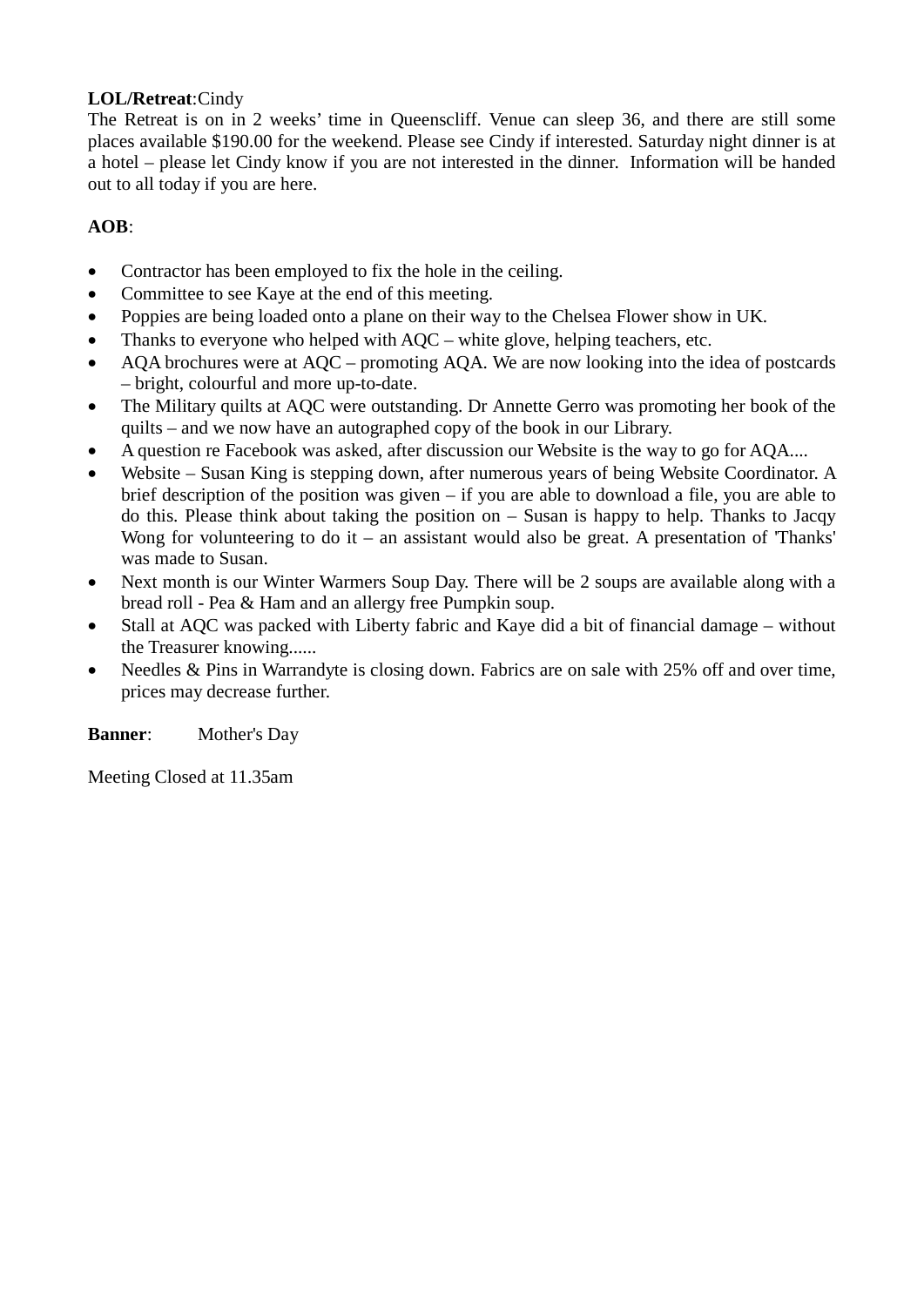**LOL/Retreat**:Cindy

The Retreat is on in 2 weeks' time in Queenscliff. Venue can sleep 36, and there are still some places available $190.00 for the weekend. Please see Cindy if interested. Saturday night dinner is at a hotel – please let Cindy know if you are not interested in the dinner. Information will be handed out to all today if you are here.

**AOB**:

- Contractor has been employed to fix the hole in the ceiling.
- Committee to see Kaye at the end of this meeting.
- Poppies are being loaded onto a plane on their way to the Chelsea Flower show in UK.
- Thanks to everyone who helped with AQC – white glove, helping teachers, etc.
- AQA brochures were at AQC – promoting AQA. We are now looking into the idea of postcards – bright, colourful and more up-to-date.
- The Military quilts at AQC were outstanding. Dr Annette Gerro was promoting her book of the quilts – and we now have an autographed copy of the book in our Library.
- A question re Facebook was asked, after discussion our Website is the way to go for AQA....
- Website – Susan King is stepping down, after numerous years of being Website Coordinator. A brief description of the position was given – if you are able to download a file, you are able to do this. Please think about taking the position on – Susan is happy to help. Thanks to Jacqy Wong for volunteering to do it – an assistant would also be great. A presentation of 'Thanks' was made to Susan.
- Next month is our Winter Warmers Soup Day. There will be 2 soups are available along with a bread roll - Pea & Ham and an allergy free Pumpkin soup.
- Stall at AQC was packed with Liberty fabric and Kaye did a bit of financial damage – without the Treasurer knowing......
- Needles & Pins in Warrandyte is closing down. Fabrics are on sale with 25% off and over time, prices may decrease further.

**Banner**: Mother's Day

Meeting Closed at 11.35am